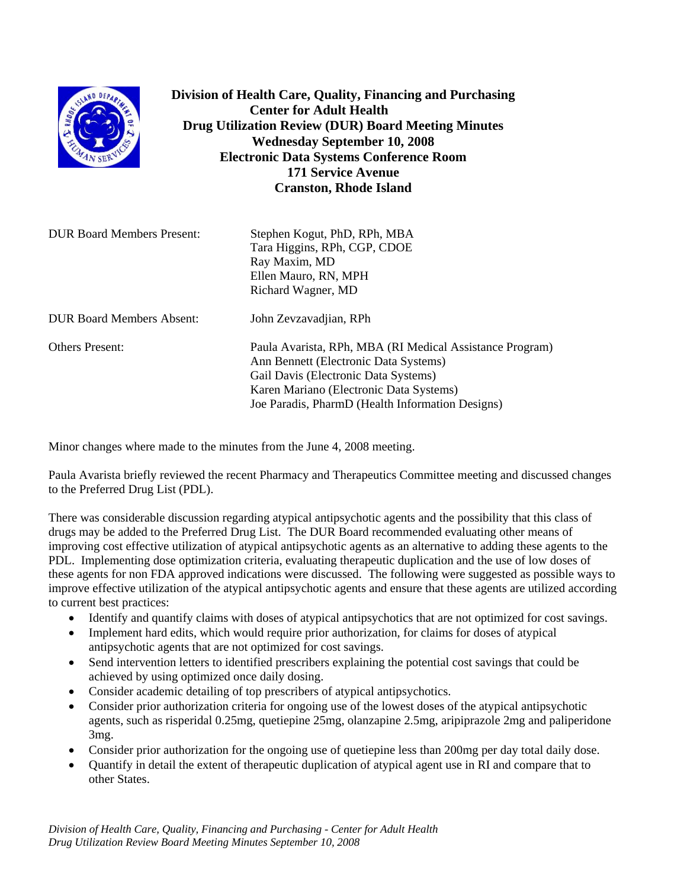**Division of Health Care, Quality, Financing and Purchasing**
**Center for Adult Health**
**Drug Utilization Review (DUR) Board Meeting Minutes**
**Wednesday September 10, 2008**
**Electronic Data Systems Conference Room**
**171 Service Avenue**
**Cranston, Rhode Island**

| | |
|---|---|
| DUR Board Members Present: | Stephen Kogut, PhD, RPh, MBA<br>Tara Higgins, RPh, CGP, CDOE<br>Ray Maxim, MD<br>Ellen Mauro, RN, MPH<br>Richard Wagner, MD |
| DUR Board Members Absent: | John Zevzavadjian, RPh |
| Others Present: | Paula Avarista, RPh, MBA (RI Medical Assistance Program)<br>Ann Bennett (Electronic Data Systems)<br>Gail Davis (Electronic Data Systems)<br>Karen Mariano (Electronic Data Systems)<br>Joe Paradis, PharmD (Health Information Designs) |

Minor changes where made to the minutes from the June 4, 2008 meeting.

Paula Avarista briefly reviewed the recent Pharmacy and Therapeutics Committee meeting and discussed changes to the Preferred Drug List (PDL).

There was considerable discussion regarding atypical antipsychotic agents and the possibility that this class of drugs may be added to the Preferred Drug List. The DUR Board recommended evaluating other means of improving cost effective utilization of atypical antipsychotic agents as an alternative to adding these agents to the PDL. Implementing dose optimization criteria, evaluating therapeutic duplication and the use of low doses of these agents for non FDA approved indications were discussed. The following were suggested as possible ways to improve effective utilization of the atypical antipsychotic agents and ensure that these agents are utilized according to current best practices:

- Identify and quantify claims with doses of atypical antipsychotics that are not optimized for cost savings.
- Implement hard edits, which would require prior authorization, for claims for doses of atypical antipsychotic agents that are not optimized for cost savings.
- Send intervention letters to identified prescribers explaining the potential cost savings that could be achieved by using optimized once daily dosing.
- Consider academic detailing of top prescribers of atypical antipsychotics.
- Consider prior authorization criteria for ongoing use of the lowest doses of the atypical antipsychotic agents, such as risperidal 0.25mg, quetiepine 25mg, olanzapine 2.5mg, aripiprazole 2mg and paliperidone 3mg.
- Consider prior authorization for the ongoing use of quetiepine less than 200mg per day total daily dose.
- Quantify in detail the extent of therapeutic duplication of atypical agent use in RI and compare that to other States.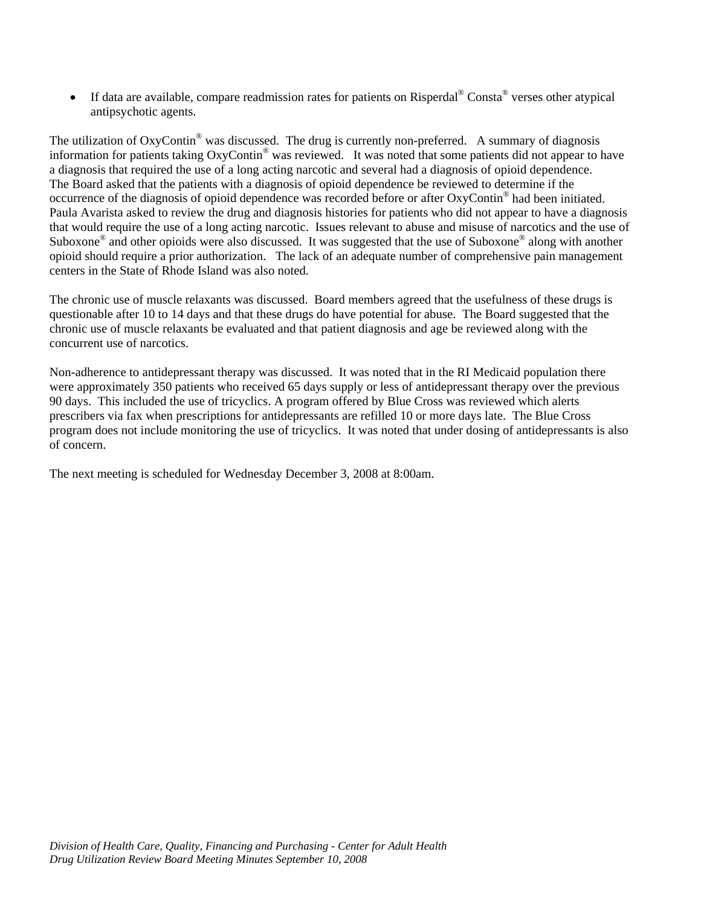- If data are available, compare readmission rates for patients on Risperdal® Consta® verses other atypical antipsychotic agents.

The utilization of OxyContin® was discussed. The drug is currently non-preferred. A summary of diagnosis information for patients taking OxyContin® was reviewed. It was noted that some patients did not appear to have a diagnosis that required the use of a long acting narcotic and several had a diagnosis of opioid dependence. The Board asked that the patients with a diagnosis of opioid dependence be reviewed to determine if the occurrence of the diagnosis of opioid dependence was recorded before or after OxyContin® had been initiated. Paula Avarista asked to review the drug and diagnosis histories for patients who did not appear to have a diagnosis that would require the use of a long acting narcotic. Issues relevant to abuse and misuse of narcotics and the use of Suboxone® and other opioids were also discussed. It was suggested that the use of Suboxone® along with another opioid should require a prior authorization. The lack of an adequate number of comprehensive pain management centers in the State of Rhode Island was also noted.

The chronic use of muscle relaxants was discussed. Board members agreed that the usefulness of these drugs is questionable after 10 to 14 days and that these drugs do have potential for abuse. The Board suggested that the chronic use of muscle relaxants be evaluated and that patient diagnosis and age be reviewed along with the concurrent use of narcotics.

Non-adherence to antidepressant therapy was discussed. It was noted that in the RI Medicaid population there were approximately 350 patients who received 65 days supply or less of antidepressant therapy over the previous 90 days. This included the use of tricyclics. A program offered by Blue Cross was reviewed which alerts prescribers via fax when prescriptions for antidepressants are refilled 10 or more days late. The Blue Cross program does not include monitoring the use of tricyclics. It was noted that under dosing of antidepressants is also of concern.

The next meeting is scheduled for Wednesday December 3, 2008 at 8:00am.